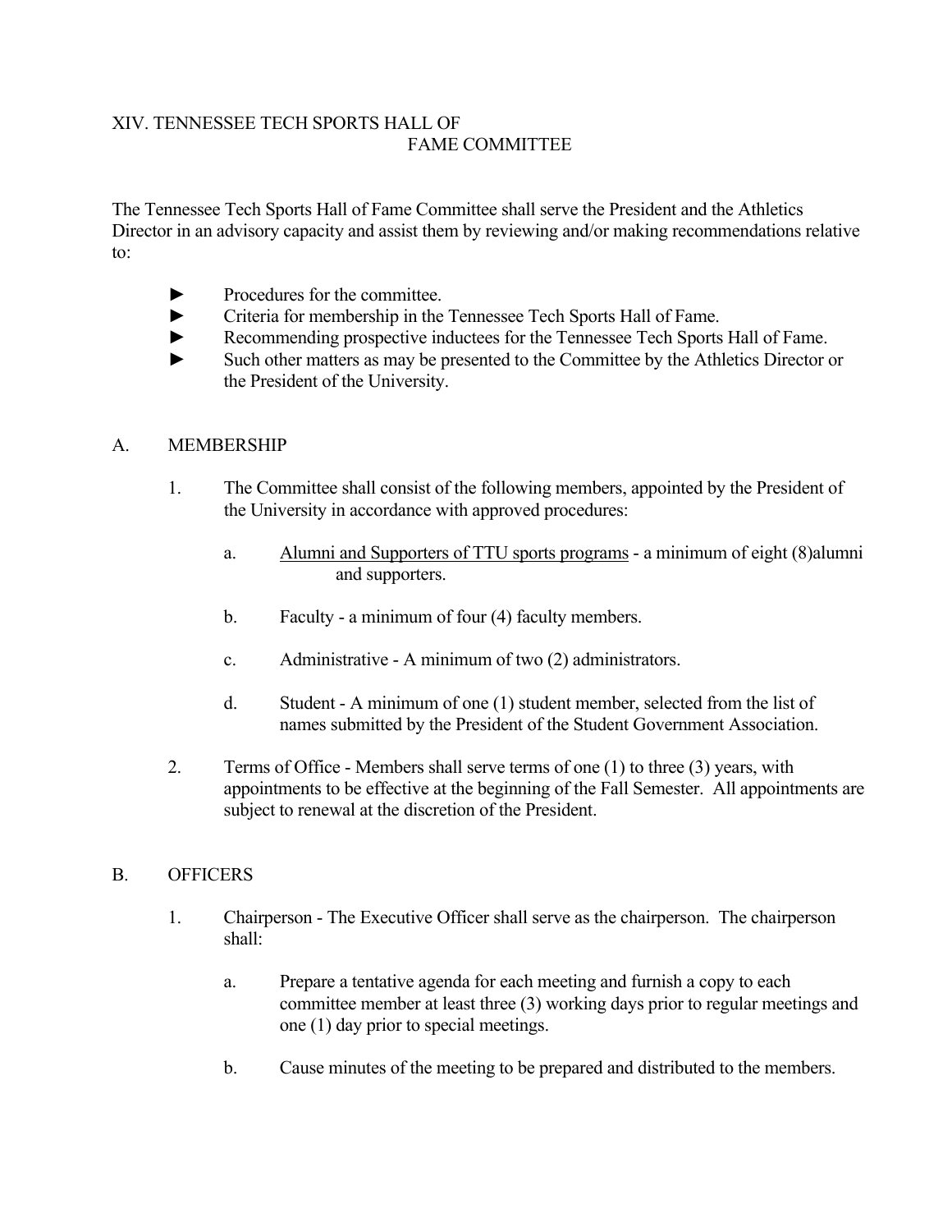# XIV. TENNESSEE TECH SPORTS HALL OF FAME COMMITTEE

The Tennessee Tech Sports Hall of Fame Committee shall serve the President and the Athletics Director in an advisory capacity and assist them by reviewing and/or making recommendations relative to:

- Procedures for the committee.
- Criteria for membership in the Tennessee Tech Sports Hall of Fame.
- Recommending prospective inductees for the Tennessee Tech Sports Hall of Fame.
- Such other matters as may be presented to the Committee by the Athletics Director or the President of the University.

## A. MEMBERSHIP

1. The Committee shall consist of the following members, appointed by the President of the University in accordance with approved procedures:

   a. <u>Alumni and Supporters of TTU sports programs</u> - a minimum of eight (8)alumni and supporters.

   b. Faculty - a minimum of four (4) faculty members.

   c. Administrative - A minimum of two (2) administrators.

   d. Student - A minimum of one (1) student member, selected from the list of names submitted by the President of the Student Government Association.

2. Terms of Office - Members shall serve terms of one (1) to three (3) years, with appointments to be effective at the beginning of the Fall Semester. All appointments are subject to renewal at the discretion of the President.

## B. OFFICERS

1. Chairperson - The Executive Officer shall serve as the chairperson. The chairperson shall:

   a. Prepare a tentative agenda for each meeting and furnish a copy to each committee member at least three (3) working days prior to regular meetings and one (1) day prior to special meetings.

   b. Cause minutes of the meeting to be prepared and distributed to the members.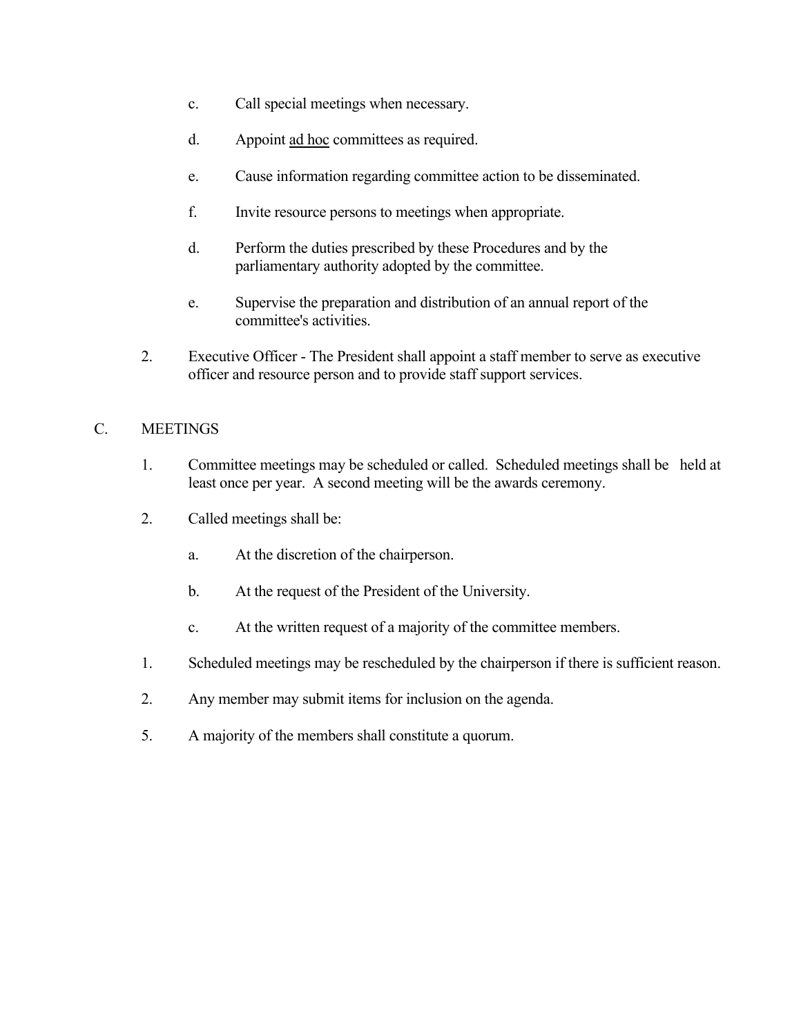c. Call special meetings when necessary.

d. Appoint <u>ad hoc</u> committees as required.

e. Cause information regarding committee action to be disseminated.

f. Invite resource persons to meetings when appropriate.

d. Perform the duties prescribed by these Procedures and by the parliamentary authority adopted by the committee.

e. Supervise the preparation and distribution of an annual report of the committee's activities.

2. Executive Officer - The President shall appoint a staff member to serve as executive officer and resource person and to provide staff support services.

C. MEETINGS

1. Committee meetings may be scheduled or called. Scheduled meetings shall be held at least once per year. A second meeting will be the awards ceremony.

2. Called meetings shall be:

   a. At the discretion of the chairperson.

   b. At the request of the President of the University.

   c. At the written request of a majority of the committee members.

1. Scheduled meetings may be rescheduled by the chairperson if there is sufficient reason.

2. Any member may submit items for inclusion on the agenda.

5. A majority of the members shall constitute a quorum.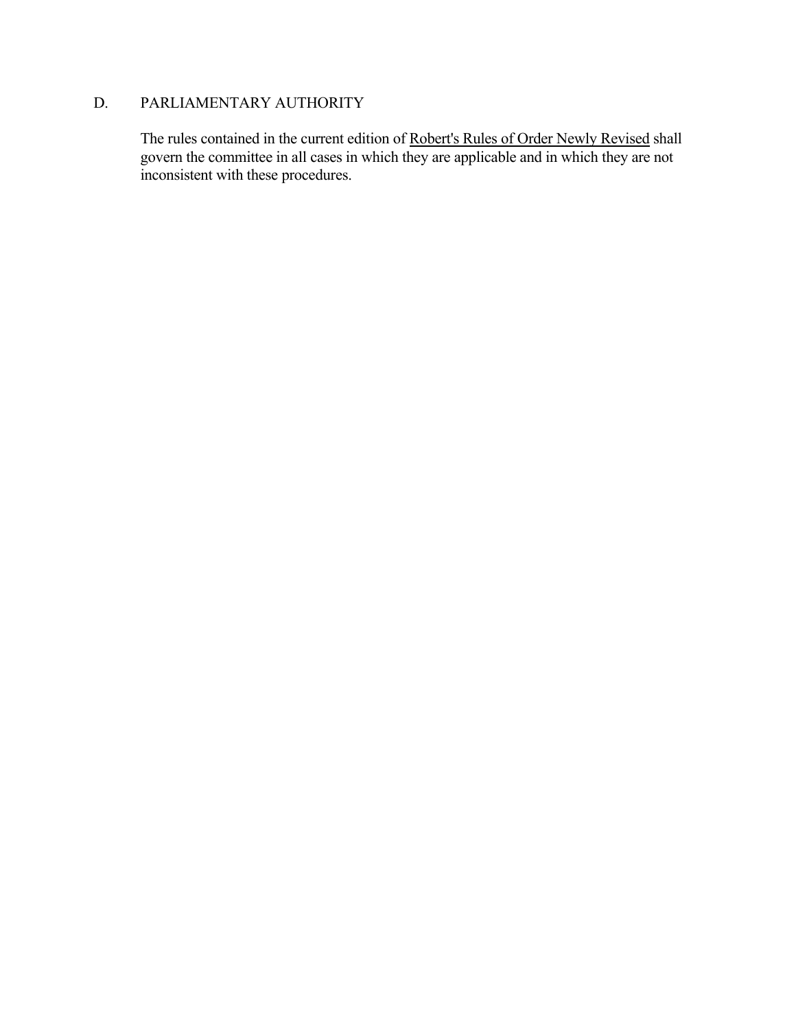## D. PARLIAMENTARY AUTHORITY

The rules contained in the current edition of Robert's Rules of Order Newly Revised shall govern the committee in all cases in which they are applicable and in which they are not inconsistent with these procedures.